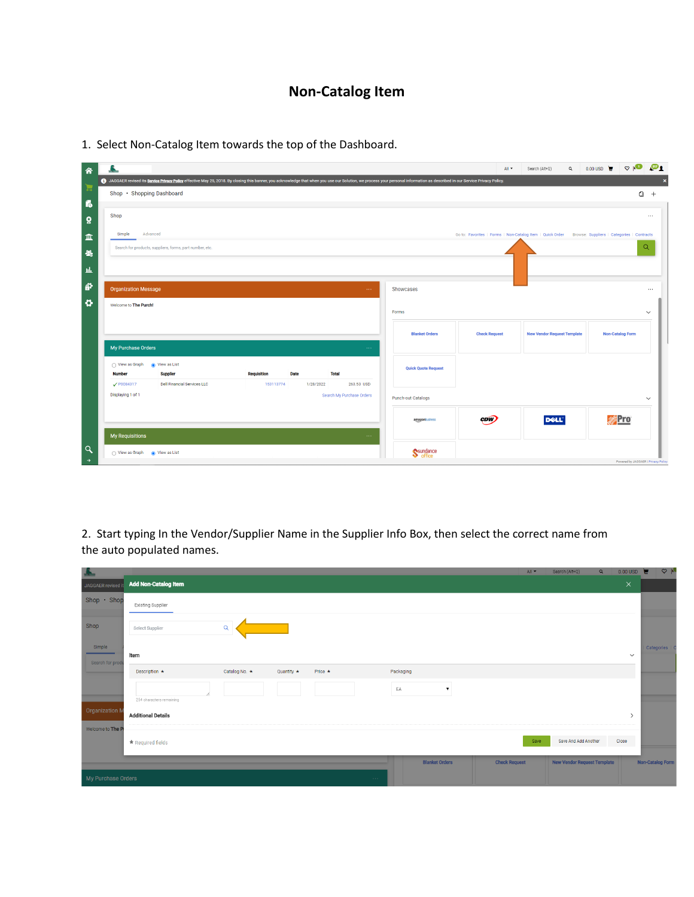# Non-Catalog Item

1. Select Non-Catalog Item towards the top of the Dashboard.

2. Start typing In the Vendor/Supplier Name in the Supplier Info Box, then select the correct name from the auto populated names.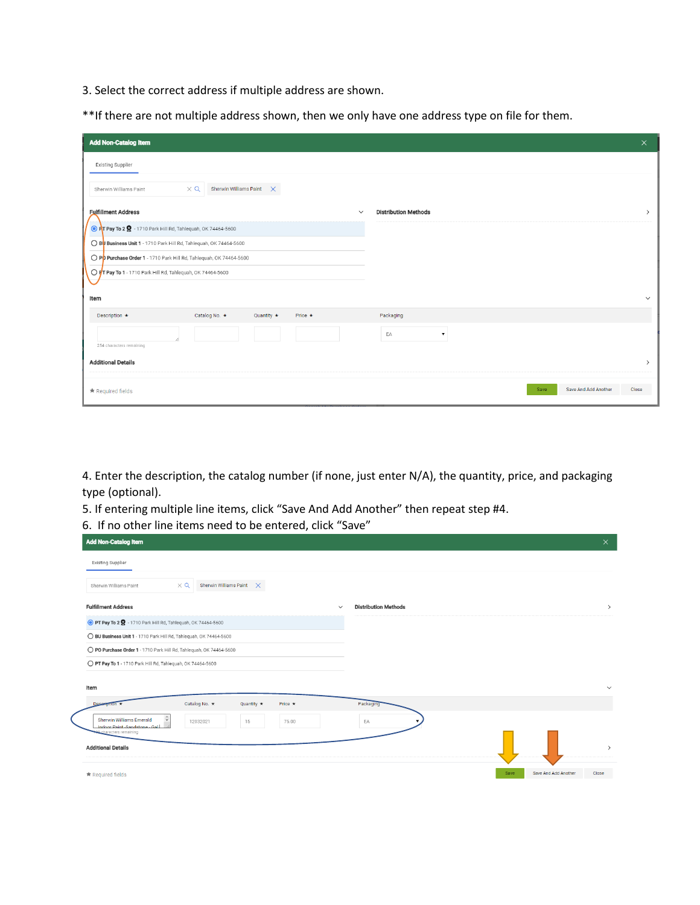3. Select the correct address if multiple address are shown.

**If there are not multiple address shown, then we only have one address type on file for them.

Add Non-Catalog Item

Existing Supplier

Sherwin Williams Paint | Sherwin Williams Paint

Fulfillment Address

- PT Pay To 2 - 1710 Park Hill Rd, Tahlequah, OK 74464-5600
- BU Business Unit 1 - 1710 Park Hill Rd, Tahlequah, OK 74464-5600
- PO Purchase Order 1 - 1710 Park Hill Rd, Tahlequah, OK 74464-5600
- PT Pay To 1 - 1710 Park Hill Rd, Tahlequah, OK 74464-5600

Distribution Methods

Item

| Description * | Catalog No. * | Quantity * | Price * | Packaging |
|---|---|---|---|---|
| | | | | EA |

254 characters remaining

Additional Details

* Required fields

Save | Save And Add Another | Close

4. Enter the description, the catalog number (if none, just enter N/A), the quantity, price, and packaging type (optional).
5. If entering multiple line items, click "Save And Add Another" then repeat step #4.
6. If no other line items need to be entered, click "Save"

Add Non-Catalog Item

Existing Supplier

Sherwin Williams Paint | Sherwin Williams Paint

Fulfillment Address

- PT Pay To 2 - 1710 Park Hill Rd, Tahlequah, OK 74464-5600
- BU Business Unit 1 - 1710 Park Hill Rd, Tahlequah, OK 74464-5600
- PO Purchase Order 1 - 1710 Park Hill Rd, Tahlequah, OK 74464-5600
- PT Pay To 1 - 1710 Park Hill Rd, Tahlequah, OK 74464-5600

Distribution Methods

Item

| Description * | Catalog No. * | Quantity * | Price * | Packaging |
|---|---|---|---|---|
| Sherwin Williams Emerald Indoor Paint -Sandstone - Gall | 12032021 | 15 | 75.00 | EA |

Additional Details

* Required fields

Save | Save And Add Another | Close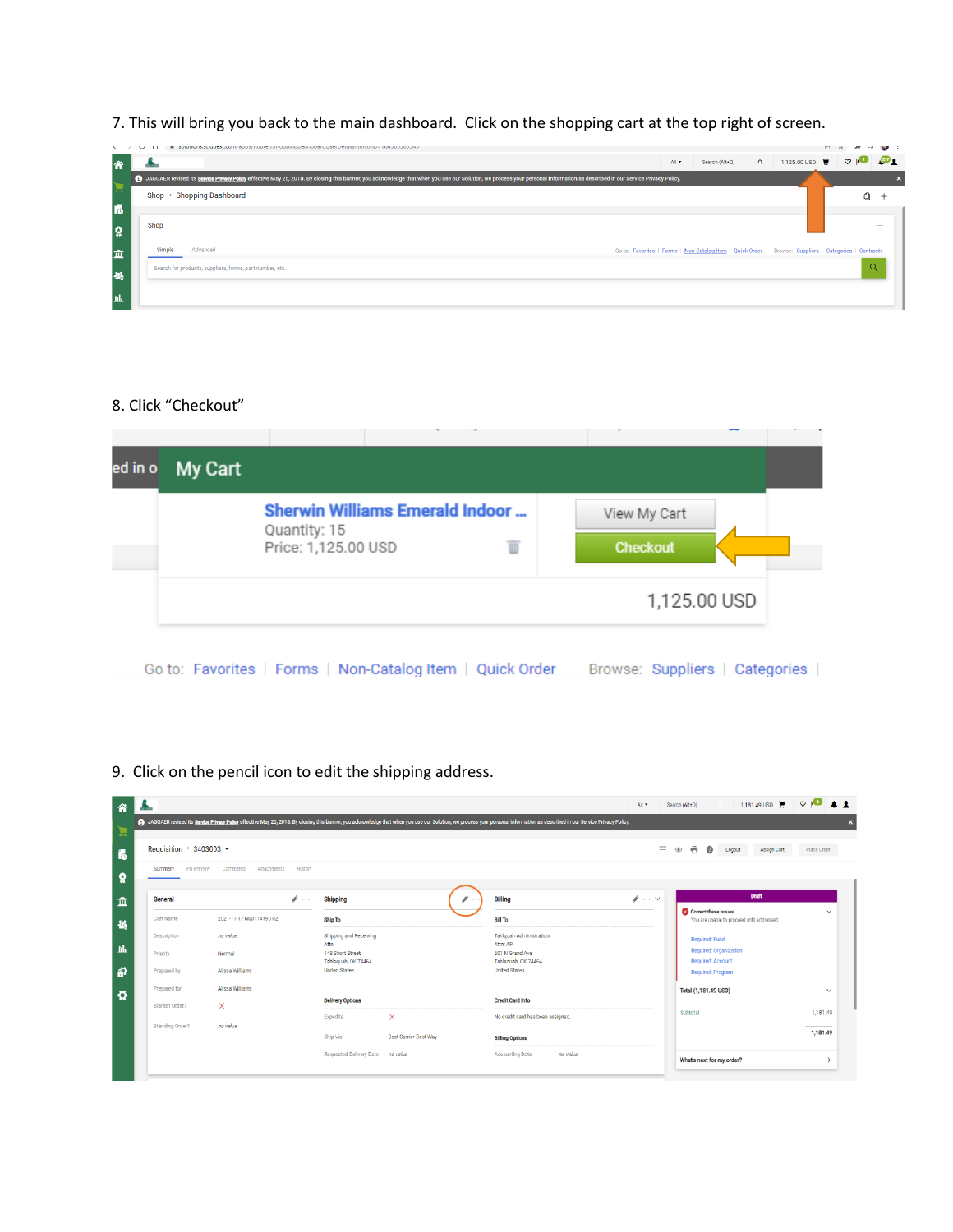7. This will bring you back to the main dashboard. Click on the shopping cart at the top right of screen.

8. Click "Checkout"

9. Click on the pencil icon to edit the shipping address.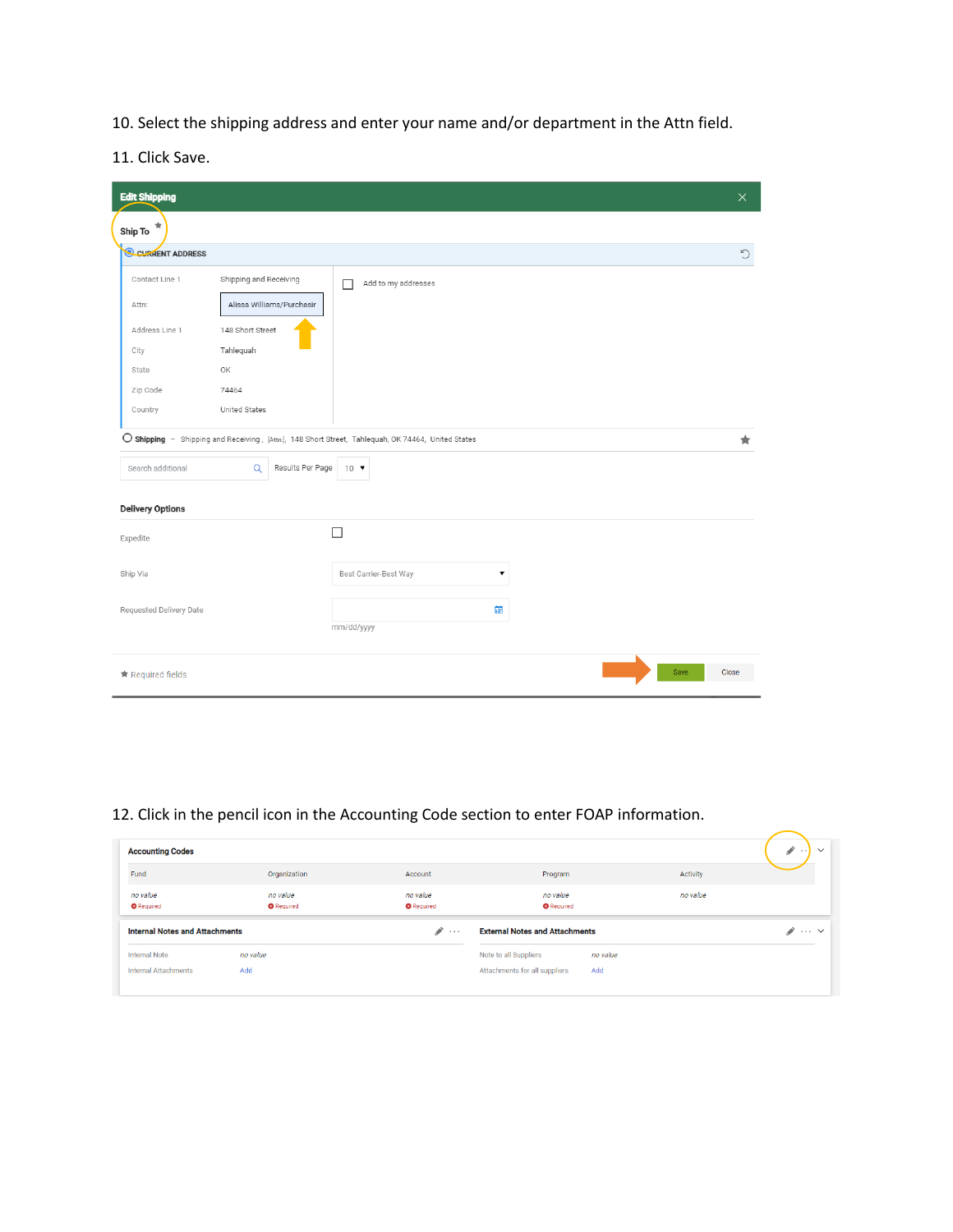10. Select the shipping address and enter your name and/or department in the Attn field.

11. Click Save.

**Edit Shipping**

Ship To *

CURRENT ADDRESS

| | |
|---|---|
| Contact Line 1 | Shipping and Receiving |
| Attn: | Alissa Williams/Purchasir |
| Address Line 1 | 148 Short Street |
| City | Tahlequah |
| State | OK |
| Zip Code | 74464 |
| Country | United States |

Add to my addresses

Shipping – Shipping and Receiving, [Attn:], 148 Short Street, Tahlequah, OK 74464, United States

Search additional

Results Per Page 10

**Delivery Options**

Expedite

Ship Via: Best Carrier-Best Way

Requested Delivery Date: mm/dd/yyyy

* Required fields

Save Close

12. Click in the pencil icon in the Accounting Code section to enter FOAP information.

**Accounting Codes**

| Fund | Organization | Account | Program | Activity |
|---|---|---|---|---|
| no value Required | no value Required | no value Required | no value Required | no value |

**Internal Notes and Attachments**

| | |
|---|---|
| Internal Note | no value |
| Internal Attachments | Add |

**External Notes and Attachments**

| | |
|---|---|
| Note to all Suppliers | no value |
| Attachments for all suppliers | Add |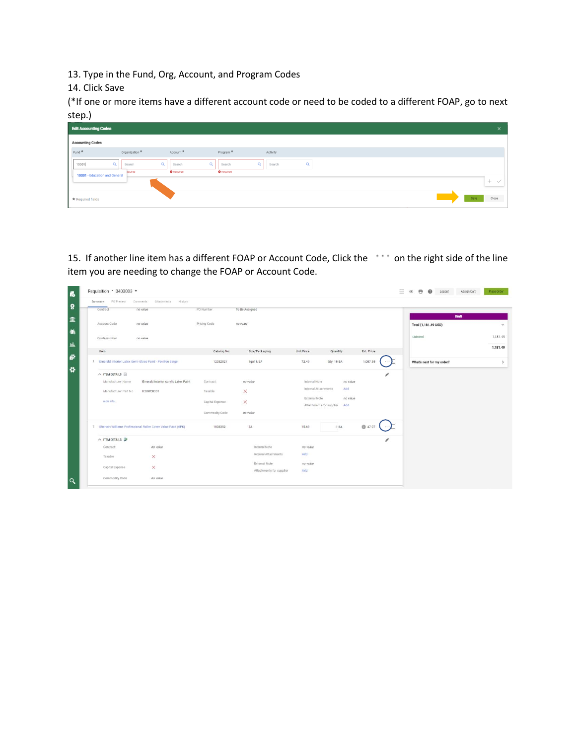13. Type in the Fund, Org, Account, and Program Codes

14. Click Save

(*If one or more items have a different account code or need to be coded to a different FOAP, go to next step.)

15. If another line item has a different FOAP or Account Code, Click the ⋯ on the right side of the line item you are needing to change the FOAP or Account Code.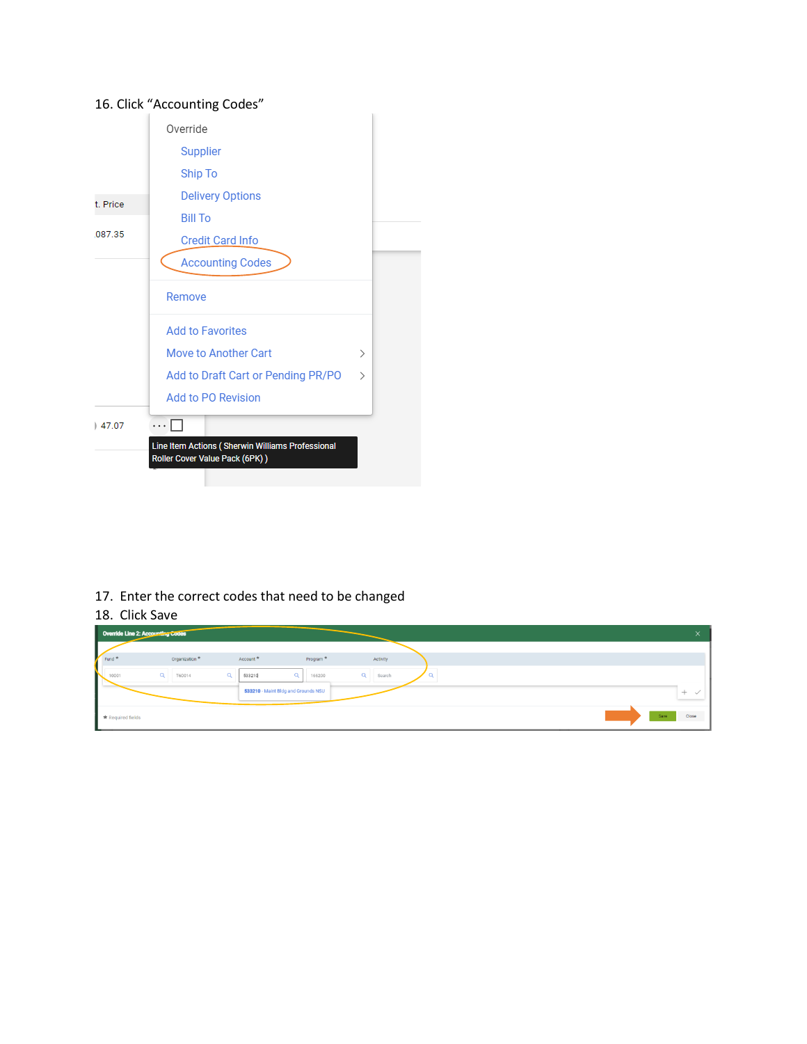16. Click “Accounting Codes”

Override

Supplier

Ship To

Delivery Options

Bill To

Credit Card Info

Accounting Codes

Remove

Add to Favorites

Move to Another Cart

Add to Draft Cart or Pending PR/PO

Add to PO Revision

t. Price

087.35

47.07

Line Item Actions ( Sherwin Williams Professional Roller Cover Value Pack (6PK) )

17. Enter the correct codes that need to be changed
18. Click Save

Override Line 2: Accounting Codes

| Fund * | Organization * | Account * | Program * | Activity |
|---|---|---|---|---|
| 10001 | T60014 | 533210 | 166200 | Search |

533210 - Maint Bldg and Grounds NSU

★ Required fields

Save Close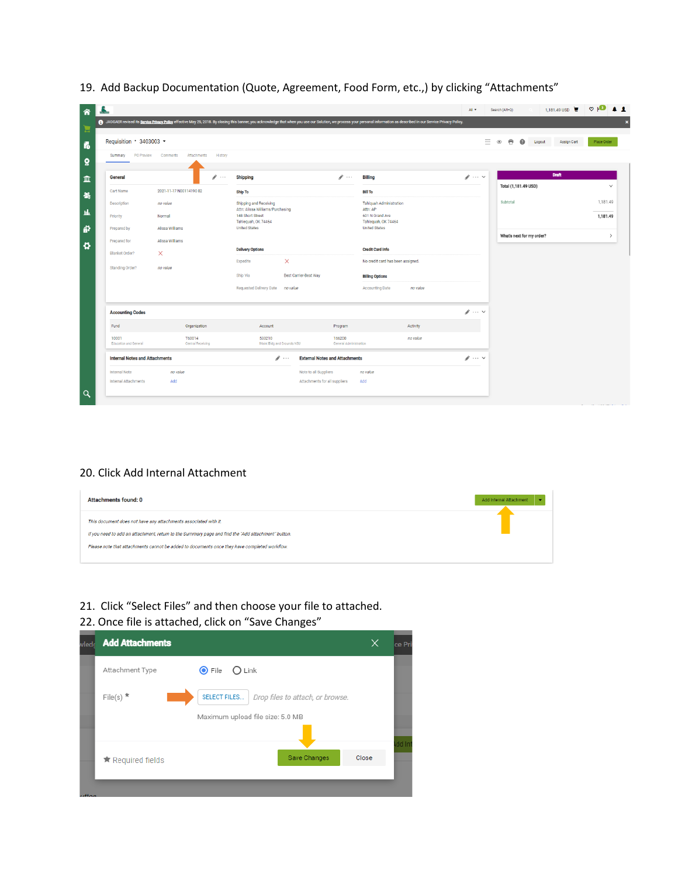19. Add Backup Documentation (Quote, Agreement, Food Form, etc.,) by clicking "Attachments"

20. Click Add Internal Attachment

21. Click "Select Files" and then choose your file to attached.

22. Once file is attached, click on "Save Changes"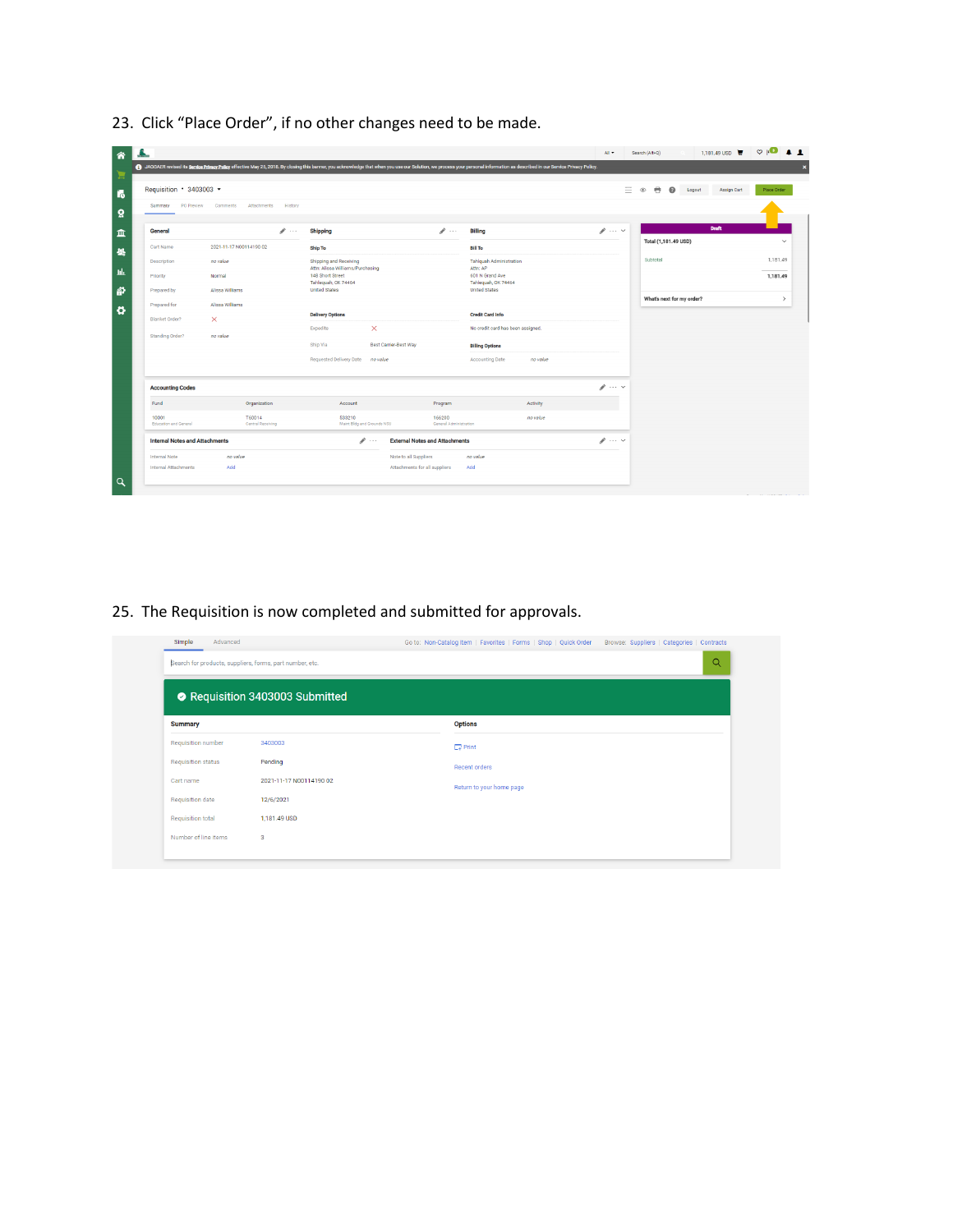23. Click “Place Order”, if no other changes need to be made.

25. The Requisition is now completed and submitted for approvals.